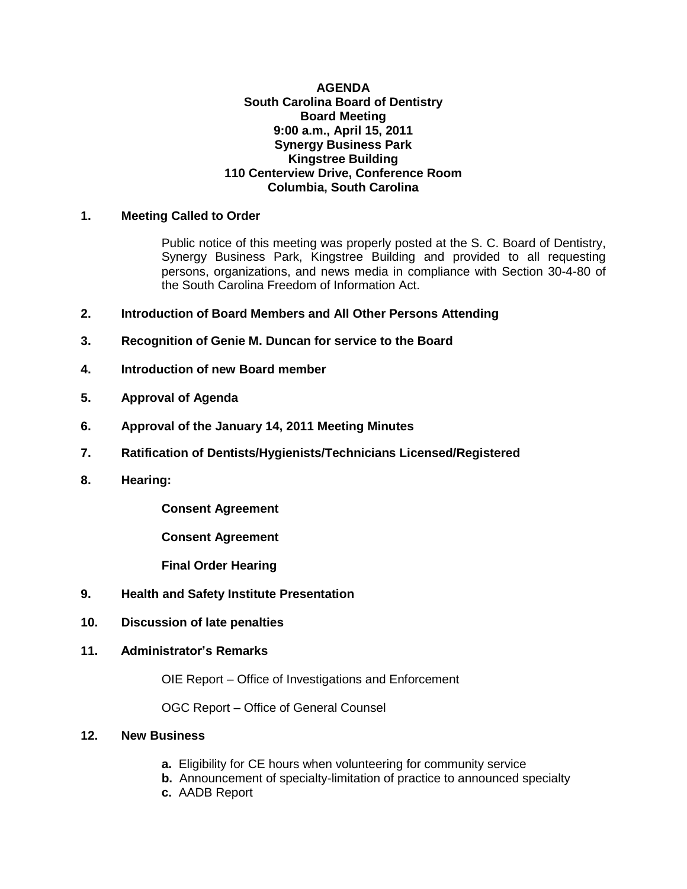**AGENDA**
**South Carolina Board of Dentistry**
**Board Meeting**
**9:00 a.m., April 15, 2011**
**Synergy Business Park**
**Kingstree Building**
**110 Centerview Drive, Conference Room**
**Columbia, South Carolina**

**1. Meeting Called to Order**

Public notice of this meeting was properly posted at the S. C. Board of Dentistry, Synergy Business Park, Kingstree Building and provided to all requesting persons, organizations, and news media in compliance with Section 30-4-80 of the South Carolina Freedom of Information Act.

**2. Introduction of Board Members and All Other Persons Attending**

**3. Recognition of Genie M. Duncan for service to the Board**

**4. Introduction of new Board member**

**5. Approval of Agenda**

**6. Approval of the January 14, 2011 Meeting Minutes**

**7. Ratification of Dentists/Hygienists/Technicians Licensed/Registered**

**8. Hearing:**

**Consent Agreement**

**Consent Agreement**

**Final Order Hearing**

**9. Health and Safety Institute Presentation**

**10. Discussion of late penalties**

**11. Administrator's Remarks**

OIE Report – Office of Investigations and Enforcement

OGC Report – Office of General Counsel

**12. New Business**

**a.** Eligibility for CE hours when volunteering for community service
**b.** Announcement of specialty-limitation of practice to announced specialty
**c.** AADB Report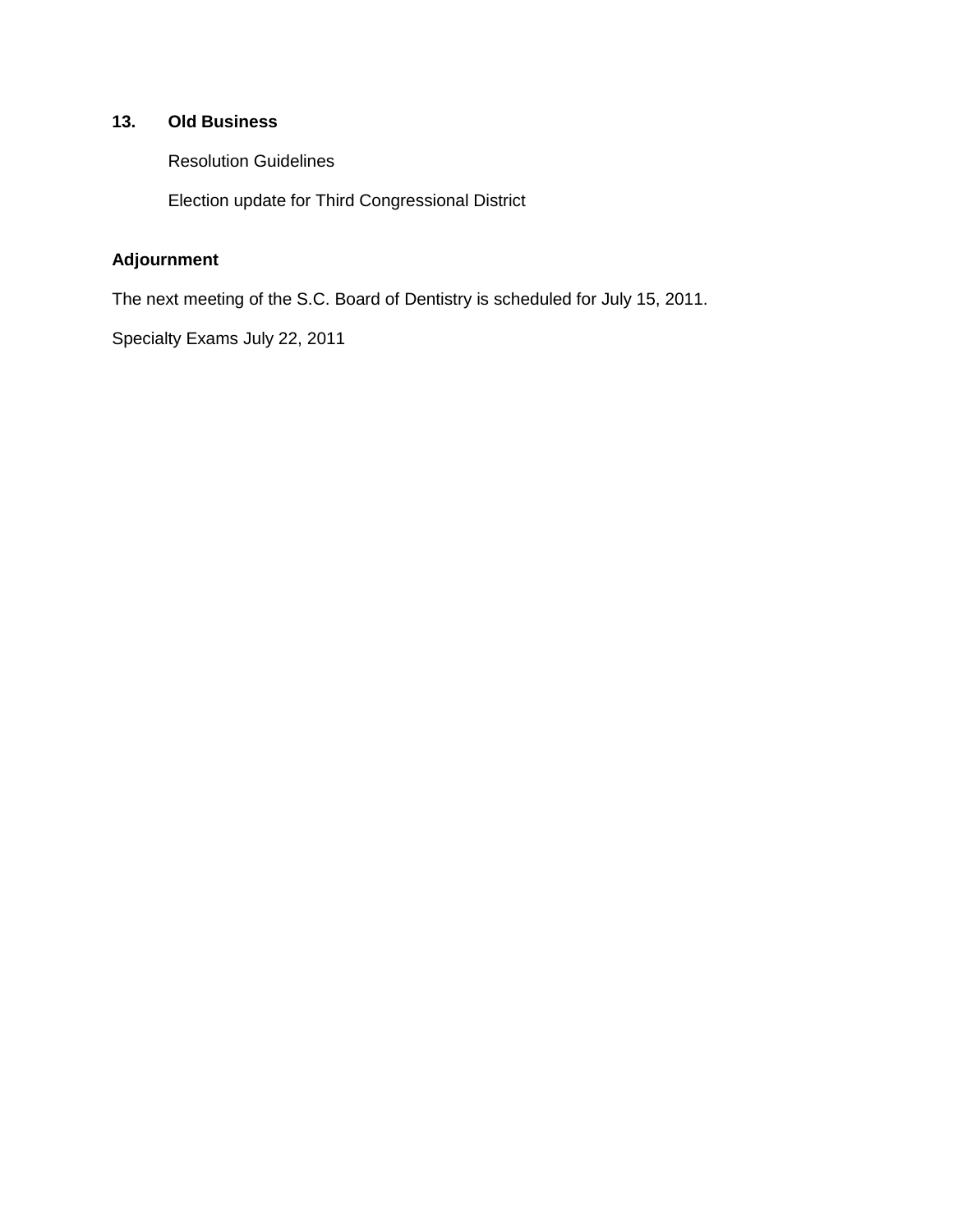**13. Old Business**

Resolution Guidelines

Election update for Third Congressional District

**Adjournment**

The next meeting of the S.C. Board of Dentistry is scheduled for July 15, 2011.

Specialty Exams July 22, 2011